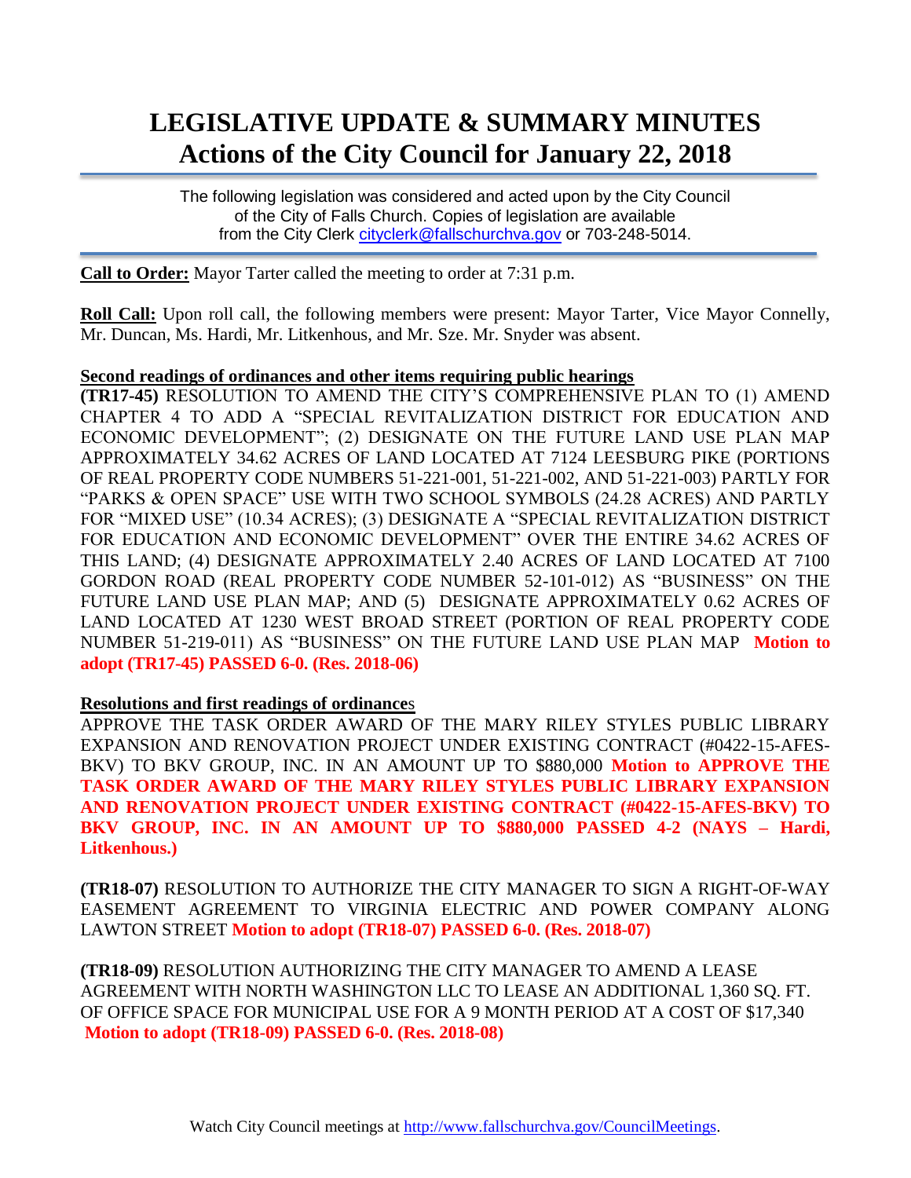# LEGISLATIVE UPDATE & SUMMARY MINUTES
## Actions of the City Council for January 22, 2018

The following legislation was considered and acted upon by the City Council of the City of Falls Church. Copies of legislation are available from the City Clerk cityclerk@fallschurchva.gov or 703-248-5014.

**Call to Order:** Mayor Tarter called the meeting to order at 7:31 p.m.

**Roll Call:** Upon roll call, the following members were present: Mayor Tarter, Vice Mayor Connelly, Mr. Duncan, Ms. Hardi, Mr. Litkenhous, and Mr. Sze. Mr. Snyder was absent.

**Second readings of ordinances and other items requiring public hearings**

**(TR17-45)** RESOLUTION TO AMEND THE CITY'S COMPREHENSIVE PLAN TO (1) AMEND CHAPTER 4 TO ADD A "SPECIAL REVITALIZATION DISTRICT FOR EDUCATION AND ECONOMIC DEVELOPMENT"; (2) DESIGNATE ON THE FUTURE LAND USE PLAN MAP APPROXIMATELY 34.62 ACRES OF LAND LOCATED AT 7124 LEESBURG PIKE (PORTIONS OF REAL PROPERTY CODE NUMBERS 51-221-001, 51-221-002, AND 51-221-003) PARTLY FOR "PARKS & OPEN SPACE" USE WITH TWO SCHOOL SYMBOLS (24.28 ACRES) AND PARTLY FOR "MIXED USE" (10.34 ACRES); (3) DESIGNATE A "SPECIAL REVITALIZATION DISTRICT FOR EDUCATION AND ECONOMIC DEVELOPMENT" OVER THE ENTIRE 34.62 ACRES OF THIS LAND; (4) DESIGNATE APPROXIMATELY 2.40 ACRES OF LAND LOCATED AT 7100 GORDON ROAD (REAL PROPERTY CODE NUMBER 52-101-012) AS "BUSINESS" ON THE FUTURE LAND USE PLAN MAP; AND (5) DESIGNATE APPROXIMATELY 0.62 ACRES OF LAND LOCATED AT 1230 WEST BROAD STREET (PORTION OF REAL PROPERTY CODE NUMBER 51-219-011) AS "BUSINESS" ON THE FUTURE LAND USE PLAN MAP **Motion to adopt (TR17-45) PASSED 6-0. (Res. 2018-06)**

**Resolutions and first readings of ordinances**

APPROVE THE TASK ORDER AWARD OF THE MARY RILEY STYLES PUBLIC LIBRARY EXPANSION AND RENOVATION PROJECT UNDER EXISTING CONTRACT (#0422-15-AFES-BKV) TO BKV GROUP, INC. IN AN AMOUNT UP TO $880,000 **Motion to APPROVE THE TASK ORDER AWARD OF THE MARY RILEY STYLES PUBLIC LIBRARY EXPANSION AND RENOVATION PROJECT UNDER EXISTING CONTRACT (#0422-15-AFES-BKV) TO BKV GROUP, INC. IN AN AMOUNT UP TO $880,000 PASSED 4-2 (NAYS – Hardi, Litkenhous.)**

**(TR18-07)** RESOLUTION TO AUTHORIZE THE CITY MANAGER TO SIGN A RIGHT-OF-WAY EASEMENT AGREEMENT TO VIRGINIA ELECTRIC AND POWER COMPANY ALONG LAWTON STREET **Motion to adopt (TR18-07) PASSED 6-0. (Res. 2018-07)**

**(TR18-09)** RESOLUTION AUTHORIZING THE CITY MANAGER TO AMEND A LEASE AGREEMENT WITH NORTH WASHINGTON LLC TO LEASE AN ADDITIONAL 1,360 SQ. FT. OF OFFICE SPACE FOR MUNICIPAL USE FOR A 9 MONTH PERIOD AT A COST OF $17,340 **Motion to adopt (TR18-09) PASSED 6-0. (Res. 2018-08)**

Watch City Council meetings at http://www.fallschurchva.gov/CouncilMeetings.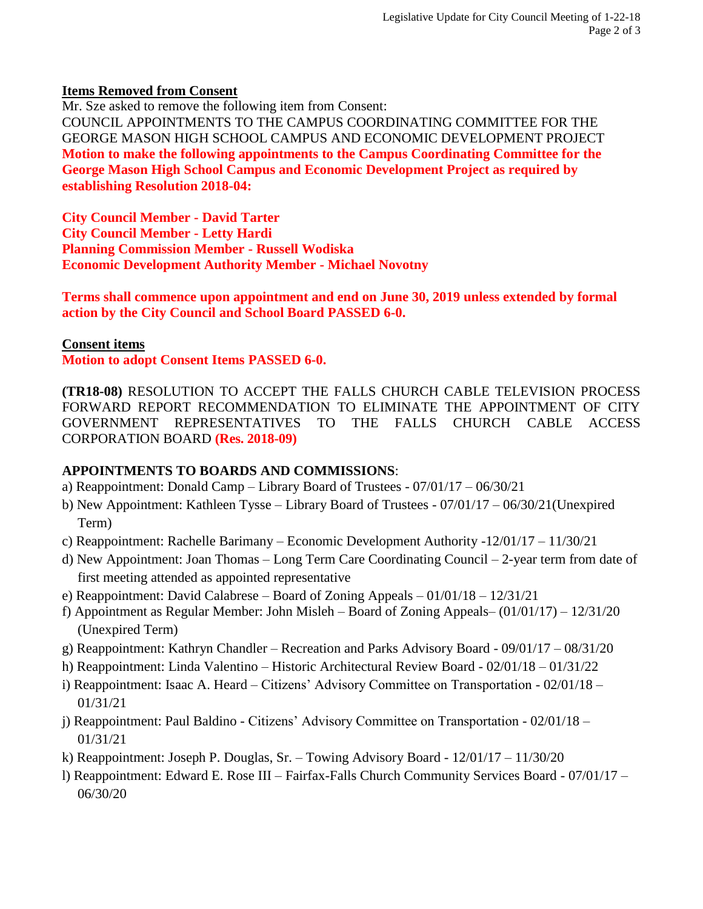**Items Removed from Consent**

Mr. Sze asked to remove the following item from Consent:
COUNCIL APPOINTMENTS TO THE CAMPUS COORDINATING COMMITTEE FOR THE GEORGE MASON HIGH SCHOOL CAMPUS AND ECONOMIC DEVELOPMENT PROJECT
**Motion to make the following appointments to the Campus Coordinating Committee for the George Mason High School Campus and Economic Development Project as required by establishing Resolution 2018-04:**

**City Council Member - David Tarter**
**City Council Member - Letty Hardi**
**Planning Commission Member - Russell Wodiska**
**Economic Development Authority Member - Michael Novotny**

**Terms shall commence upon appointment and end on June 30, 2019 unless extended by formal action by the City Council and School Board PASSED 6-0.**

**Consent items**

**Motion to adopt Consent Items PASSED 6-0.**

**(TR18-08)** RESOLUTION TO ACCEPT THE FALLS CHURCH CABLE TELEVISION PROCESS FORWARD REPORT RECOMMENDATION TO ELIMINATE THE APPOINTMENT OF CITY GOVERNMENT REPRESENTATIVES TO THE FALLS CHURCH CABLE ACCESS CORPORATION BOARD **(Res. 2018-09)**

**APPOINTMENTS TO BOARDS AND COMMISSIONS**:

a) Reappointment: Donald Camp – Library Board of Trustees - 07/01/17 – 06/30/21
b) New Appointment: Kathleen Tysse – Library Board of Trustees - 07/01/17 – 06/30/21(Unexpired Term)
c) Reappointment: Rachelle Barimany – Economic Development Authority -12/01/17 – 11/30/21
d) New Appointment: Joan Thomas – Long Term Care Coordinating Council – 2-year term from date of first meeting attended as appointed representative
e) Reappointment: David Calabrese – Board of Zoning Appeals – 01/01/18 – 12/31/21
f) Appointment as Regular Member: John Misleh – Board of Zoning Appeals– (01/01/17) – 12/31/20 (Unexpired Term)
g) Reappointment: Kathryn Chandler – Recreation and Parks Advisory Board - 09/01/17 – 08/31/20
h) Reappointment: Linda Valentino – Historic Architectural Review Board - 02/01/18 – 01/31/22
i) Reappointment: Isaac A. Heard – Citizens' Advisory Committee on Transportation - 02/01/18 – 01/31/21
j) Reappointment: Paul Baldino - Citizens' Advisory Committee on Transportation - 02/01/18 – 01/31/21
k) Reappointment: Joseph P. Douglas, Sr. – Towing Advisory Board - 12/01/17 – 11/30/20
l) Reappointment: Edward E. Rose III – Fairfax-Falls Church Community Services Board - 07/01/17 – 06/30/20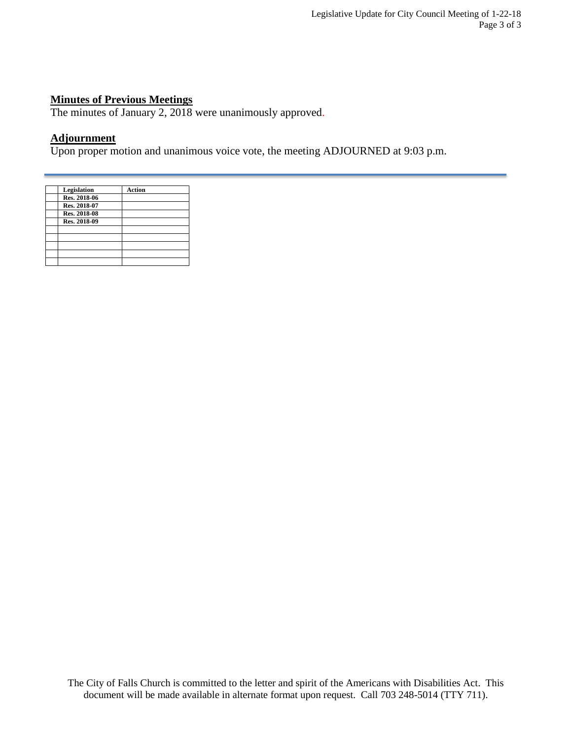**Minutes of Previous Meetings**
The minutes of January 2, 2018 were unanimously approved.

**Adjournment**
Upon proper motion and unanimous voice vote, the meeting ADJOURNED at 9:03 p.m.

---

| | Legislation | Action |
|---|---|---|
| | Res. 2018-06 | |
| | Res. 2018-07 | |
| | Res. 2018-08 | |
| | Res. 2018-09 | |
| | | |
| | | |
| | | |
| | | |
| | | |

The City of Falls Church is committed to the letter and spirit of the Americans with Disabilities Act. This document will be made available in alternate format upon request. Call 703 248-5014 (TTY 711).